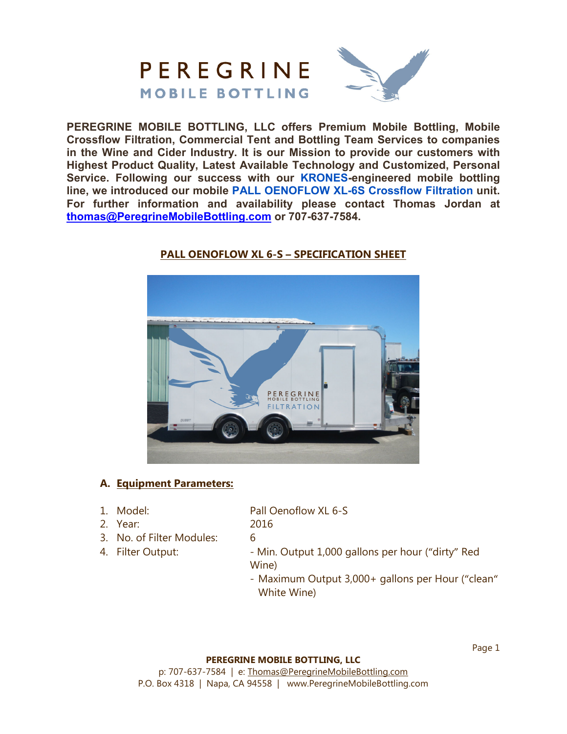# PEREGRINE
## MOBILE BOTTLING

**PEREGRINE MOBILE BOTTLING, LLC offers Premium Mobile Bottling, Mobile Crossflow Filtration, Commercial Tent and Bottling Team Services to companies in the Wine and Cider Industry. It is our Mission to provide our customers with Highest Product Quality, Latest Available Technology and Customized, Personal Service. Following our success with our KRONES-engineered mobile bottling line, we introduced our mobile PALL OENOFLOW XL-6S Crossflow Filtration unit. For further information and availability please contact Thomas Jordan at thomas@PeregrineMobileBottling.com or 707-637-7584.**

## PALL OENOFLOW XL 6-S – SPECIFICATION SHEET

### A. Equipment Parameters:

1. Model: Pall Oenoflow XL 6-S
2. Year: 2016
3. No. of Filter Modules: 6
4. Filter Output:
   - Min. Output 1,000 gallons per hour ("dirty" Red Wine)
   - Maximum Output 3,000+ gallons per Hour ("clean" White Wine)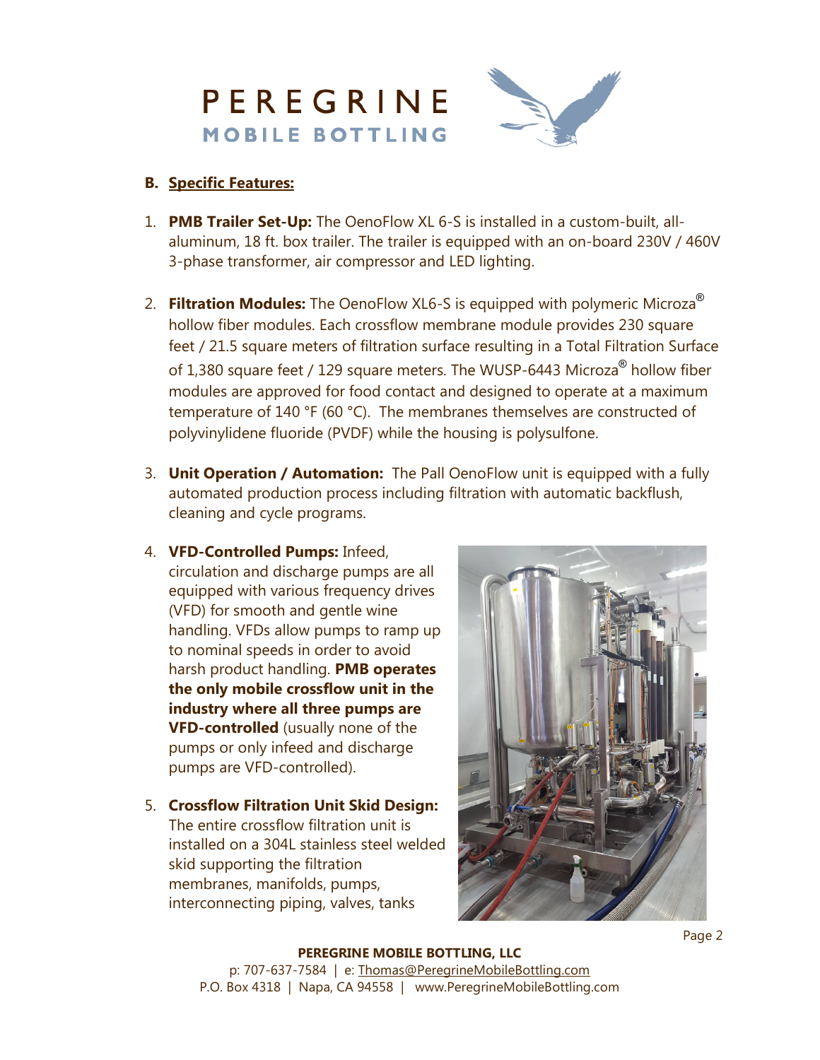## B. Specific Features:

1. **PMB Trailer Set-Up:** The OenoFlow XL 6-S is installed in a custom-built, all-aluminum, 18 ft. box trailer. The trailer is equipped with an on-board 230V / 460V 3-phase transformer, air compressor and LED lighting.

2. **Filtration Modules:** The OenoFlow XL6-S is equipped with polymeric Microza® hollow fiber modules. Each crossflow membrane module provides 230 square feet / 21.5 square meters of filtration surface resulting in a Total Filtration Surface of 1,380 square feet / 129 square meters. The WUSP-6443 Microza® hollow fiber modules are approved for food contact and designed to operate at a maximum temperature of 140 °F (60 °C). The membranes themselves are constructed of polyvinylidene fluoride (PVDF) while the housing is polysulfone.

3. **Unit Operation / Automation:** The Pall OenoFlow unit is equipped with a fully automated production process including filtration with automatic backflush, cleaning and cycle programs.

4. **VFD-Controlled Pumps:** Infeed, circulation and discharge pumps are all equipped with various frequency drives (VFD) for smooth and gentle wine handling. VFDs allow pumps to ramp up to nominal speeds in order to avoid harsh product handling. **PMB operates the only mobile crossflow unit in the industry where all three pumps are VFD-controlled** (usually none of the pumps or only infeed and discharge pumps are VFD-controlled).

5. **Crossflow Filtration Unit Skid Design:** The entire crossflow filtration unit is installed on a 304L stainless steel welded skid supporting the filtration membranes, manifolds, pumps, interconnecting piping, valves, tanks

**PEREGRINE MOBILE BOTTLING, LLC**
p: 707-637-7584 | e: Thomas@PeregrineMobileBottling.com
P.O. Box 4318 | Napa, CA 94558 | www.PeregrineMobileBottling.com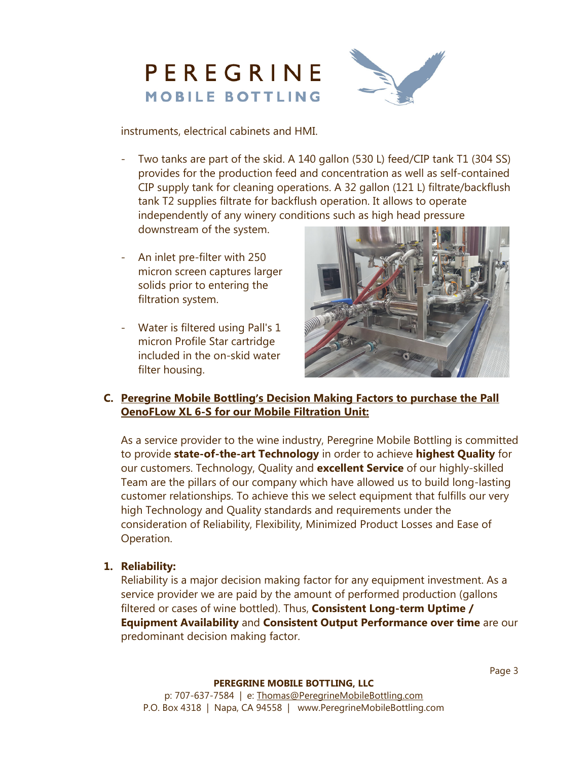instruments, electrical cabinets and HMI.

- Two tanks are part of the skid. A 140 gallon (530 L) feed/CIP tank T1 (304 SS) provides for the production feed and concentration as well as self-contained CIP supply tank for cleaning operations. A 32 gallon (121 L) filtrate/backflush tank T2 supplies filtrate for backflush operation. It allows to operate independently of any winery conditions such as high head pressure downstream of the system.
- An inlet pre-filter with 250 micron screen captures larger solids prior to entering the filtration system.
- Water is filtered using Pall's 1 micron Profile Star cartridge included in the on-skid water filter housing.

## C. Peregrine Mobile Bottling's Decision Making Factors to purchase the Pall OenoFLow XL 6-S for our Mobile Filtration Unit:

As a service provider to the wine industry, Peregrine Mobile Bottling is committed to provide **state-of-the-art Technology** in order to achieve **highest Quality** for our customers. Technology, Quality and **excellent Service** of our highly-skilled Team are the pillars of our company which have allowed us to build long-lasting customer relationships. To achieve this we select equipment that fulfills our very high Technology and Quality standards and requirements under the consideration of Reliability, Flexibility, Minimized Product Losses and Ease of Operation.

### 1. Reliability:

Reliability is a major decision making factor for any equipment investment. As a service provider we are paid by the amount of performed production (gallons filtered or cases of wine bottled). Thus, **Consistent Long-term Uptime / Equipment Availability** and **Consistent Output Performance over time** are our predominant decision making factor.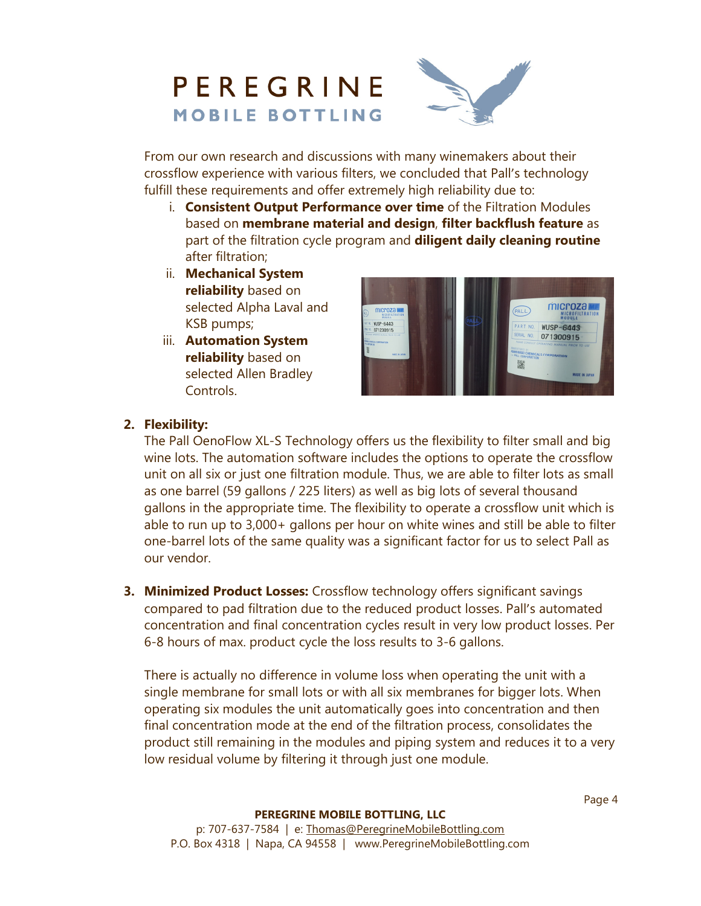From our own research and discussions with many winemakers about their crossflow experience with various filters, we concluded that Pall's technology fulfill these requirements and offer extremely high reliability due to:

i. **Consistent Output Performance over time** of the Filtration Modules based on **membrane material and design**, **filter backflush feature** as part of the filtration cycle program and **diligent daily cleaning routine** after filtration;
ii. **Mechanical System reliability** based on selected Alpha Laval and KSB pumps;
iii. **Automation System reliability** based on selected Allen Bradley Controls.

2. **Flexibility:**
   The Pall OenoFlow XL-S Technology offers us the flexibility to filter small and big wine lots. The automation software includes the options to operate the crossflow unit on all six or just one filtration module. Thus, we are able to filter lots as small as one barrel (59 gallons / 225 liters) as well as big lots of several thousand gallons in the appropriate time. The flexibility to operate a crossflow unit which is able to run up to 3,000+ gallons per hour on white wines and still be able to filter one-barrel lots of the same quality was a significant factor for us to select Pall as our vendor.

3. **Minimized Product Losses:** Crossflow technology offers significant savings compared to pad filtration due to the reduced product losses. Pall's automated concentration and final concentration cycles result in very low product losses. Per 6-8 hours of max. product cycle the loss results to 3-6 gallons.

   There is actually no difference in volume loss when operating the unit with a single membrane for small lots or with all six membranes for bigger lots. When operating six modules the unit automatically goes into concentration and then final concentration mode at the end of the filtration process, consolidates the product still remaining in the modules and piping system and reduces it to a very low residual volume by filtering it through just one module.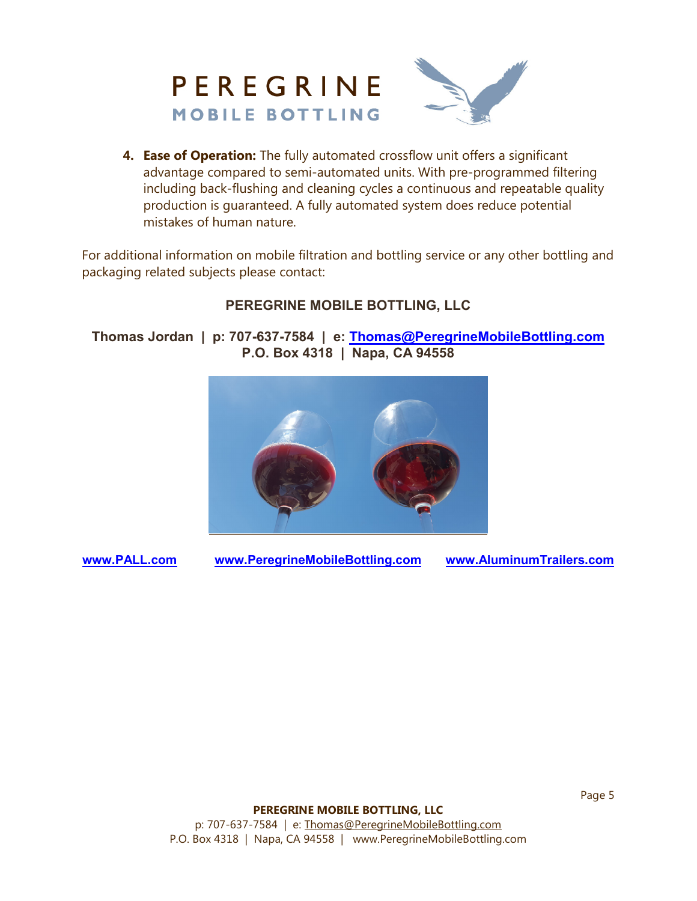4. **Ease of Operation:** The fully automated crossflow unit offers a significant advantage compared to semi-automated units. With pre-programmed filtering including back-flushing and cleaning cycles a continuous and repeatable quality production is guaranteed. A fully automated system does reduce potential mistakes of human nature.

For additional information on mobile filtration and bottling service or any other bottling and packaging related subjects please contact:

**PEREGRINE MOBILE BOTTLING, LLC**

**Thomas Jordan | p: 707-637-7584 | e: Thomas@PeregrineMobileBottling.com**
**P.O. Box 4318 | Napa, CA 94558**

**www.PALL.com** **www.PeregrineMobileBottling.com** **www.AluminumTrailers.com**